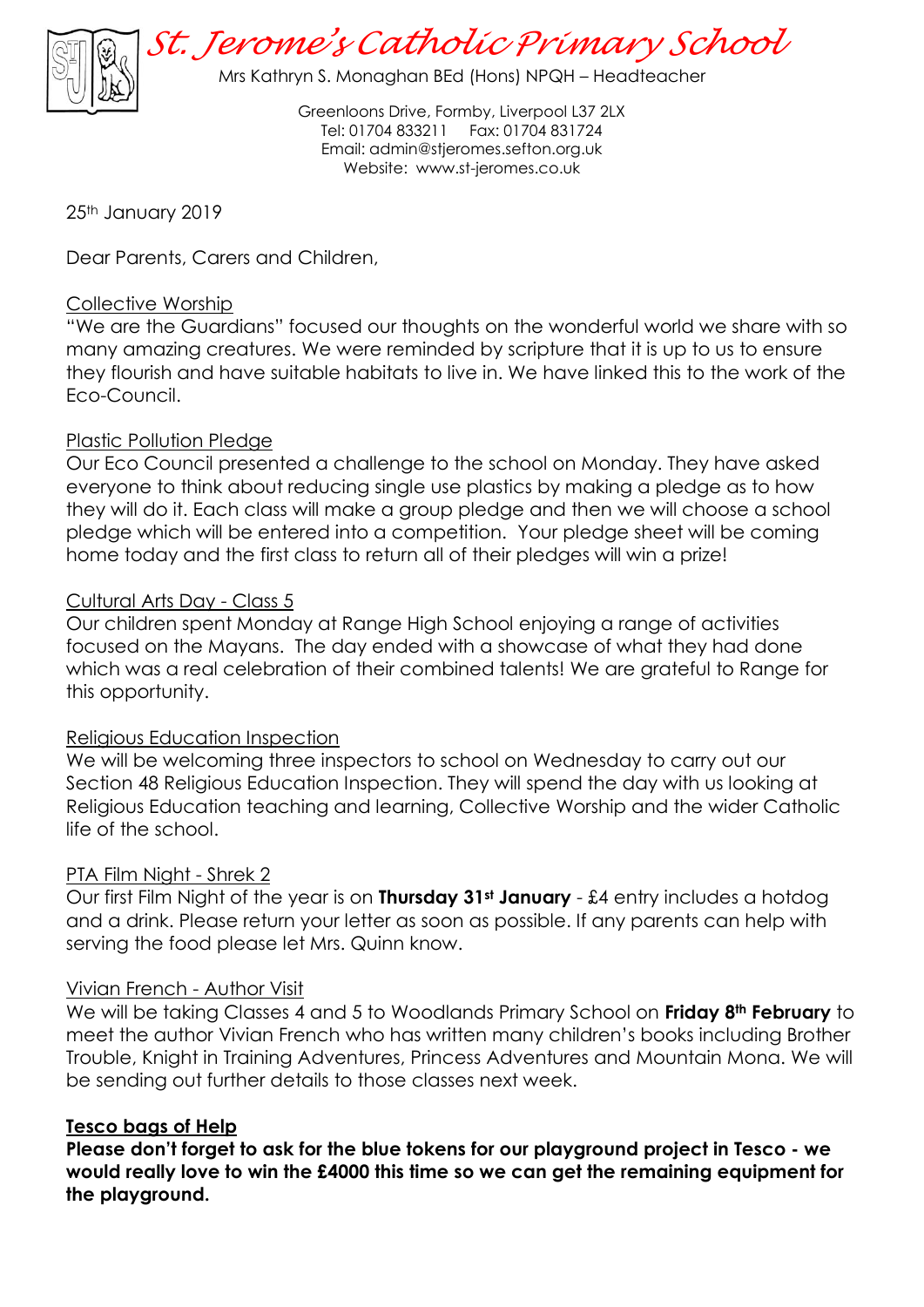# *St. Jerome's Catholic Primary School*

Mrs Kathryn S. Monaghan BEd (Hons) NPQH – Headteacher

Greenloons Drive, Formby, Liverpool L37 2LX
Tel: 01704 833211 Fax: 01704 831724
Email: admin@stjeromes.sefton.org.uk
Website: www.st-jeromes.co.uk

25th January 2019

Dear Parents, Carers and Children,

## Collective Worship

"We are the Guardians" focused our thoughts on the wonderful world we share with so many amazing creatures. We were reminded by scripture that it is up to us to ensure they flourish and have suitable habitats to live in. We have linked this to the work of the Eco-Council.

## Plastic Pollution Pledge

Our Eco Council presented a challenge to the school on Monday. They have asked everyone to think about reducing single use plastics by making a pledge as to how they will do it. Each class will make a group pledge and then we will choose a school pledge which will be entered into a competition. Your pledge sheet will be coming home today and the first class to return all of their pledges will win a prize!

## Cultural Arts Day - Class 5

Our children spent Monday at Range High School enjoying a range of activities focused on the Mayans. The day ended with a showcase of what they had done which was a real celebration of their combined talents! We are grateful to Range for this opportunity.

## Religious Education Inspection

We will be welcoming three inspectors to school on Wednesday to carry out our Section 48 Religious Education Inspection. They will spend the day with us looking at Religious Education teaching and learning, Collective Worship and the wider Catholic life of the school.

## PTA Film Night - Shrek 2

Our first Film Night of the year is on **Thursday 31st January** - £4 entry includes a hotdog and a drink. Please return your letter as soon as possible. If any parents can help with serving the food please let Mrs. Quinn know.

## Vivian French - Author Visit

We will be taking Classes 4 and 5 to Woodlands Primary School on **Friday 8th February** to meet the author Vivian French who has written many children's books including Brother Trouble, Knight in Training Adventures, Princess Adventures and Mountain Mona. We will be sending out further details to those classes next week.

## **Tesco bags of Help**

**Please don't forget to ask for the blue tokens for our playground project in Tesco - we would really love to win the £4000 this time so we can get the remaining equipment for the playground.**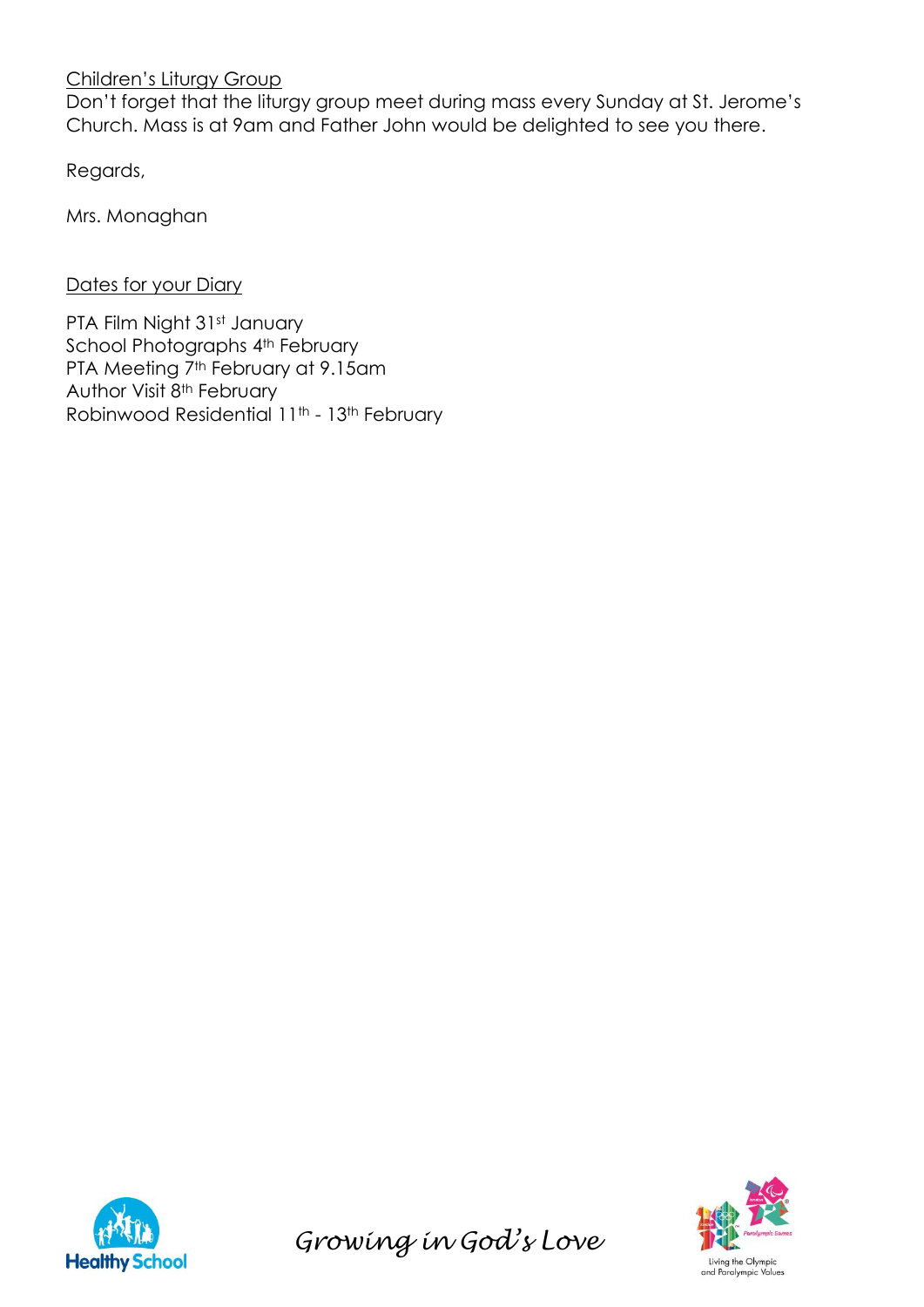Children's Liturgy Group

Don't forget that the liturgy group meet during mass every Sunday at St. Jerome's Church. Mass is at 9am and Father John would be delighted to see you there.

Regards,

Mrs. Monaghan

Dates for your Diary

PTA Film Night 31st January
School Photographs 4th February
PTA Meeting 7th February at 9.15am
Author Visit 8th February
Robinwood Residential 11th - 13th February

*Growing in God's Love*